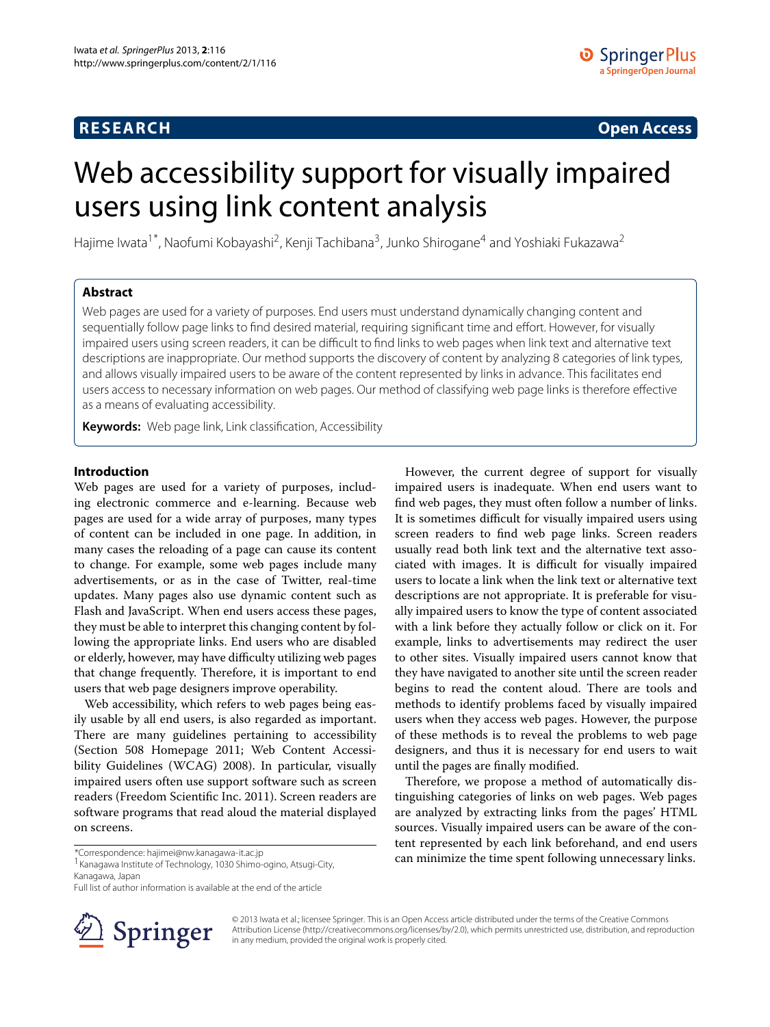**RESEARCH** **Open Access**

# Web accessibility support for visually impaired users using link content analysis

Hajime Iwata[1*], Naofumi Kobayashi[2], Kenji Tachibana[3], Junko Shirogane[4] and Yoshiaki Fukazawa[2]

## Abstract

Web pages are used for a variety of purposes. End users must understand dynamically changing content and sequentially follow page links to find desired material, requiring significant time and effort. However, for visually impaired users using screen readers, it can be difficult to find links to web pages when link text and alternative text descriptions are inappropriate. Our method supports the discovery of content by analyzing 8 categories of link types, and allows visually impaired users to be aware of the content represented by links in advance. This facilitates end users access to necessary information on web pages. Our method of classifying web page links is therefore effective as a means of evaluating accessibility.

**Keywords:** Web page link, Link classification, Accessibility

## Introduction

Web pages are used for a variety of purposes, including electronic commerce and e-learning. Because web pages are used for a wide array of purposes, many types of content can be included in one page. In addition, in many cases the reloading of a page can cause its content to change. For example, some web pages include many advertisements, or as in the case of Twitter, real-time updates. Many pages also use dynamic content such as Flash and JavaScript. When end users access these pages, they must be able to interpret this changing content by following the appropriate links. End users who are disabled or elderly, however, may have difficulty utilizing web pages that change frequently. Therefore, it is important to end users that web page designers improve operability.

Web accessibility, which refers to web pages being easily usable by all end users, is also regarded as important. There are many guidelines pertaining to accessibility (Section 508 Homepage 2011; Web Content Accessibility Guidelines (WCAG) 2008). In particular, visually impaired users often use support software such as screen readers (Freedom Scientific Inc. 2011). Screen readers are software programs that read aloud the material displayed on screens.

However, the current degree of support for visually impaired users is inadequate. When end users want to find web pages, they must often follow a number of links. It is sometimes difficult for visually impaired users using screen readers to find web page links. Screen readers usually read both link text and the alternative text associated with images. It is difficult for visually impaired users to locate a link when the link text or alternative text descriptions are not appropriate. It is preferable for visually impaired users to know the type of content associated with a link before they actually follow or click on it. For example, links to advertisements may redirect the user to other sites. Visually impaired users cannot know that they have navigated to another site until the screen reader begins to read the content aloud. There are tools and methods to identify problems faced by visually impaired users when they access web pages. However, the purpose of these methods is to reveal the problems to web page designers, and thus it is necessary for end users to wait until the pages are finally modified.

Therefore, we propose a method of automatically distinguishing categories of links on web pages. Web pages are analyzed by extracting links from the pages' HTML sources. Visually impaired users can be aware of the content represented by each link beforehand, and end users can minimize the time spent following unnecessary links.

*Correspondence: hajimei@nw.kanagawa-it.ac.jp
[1] Kanagawa Institute of Technology, 1030 Shimo-ogino, Atsugi-City, Kanagawa, Japan
Full list of author information is available at the end of the article

© 2013 Iwata et al.; licensee Springer. This is an Open Access article distributed under the terms of the Creative Commons Attribution License (http://creativecommons.org/licenses/by/2.0), which permits unrestricted use, distribution, and reproduction in any medium, provided the original work is properly cited.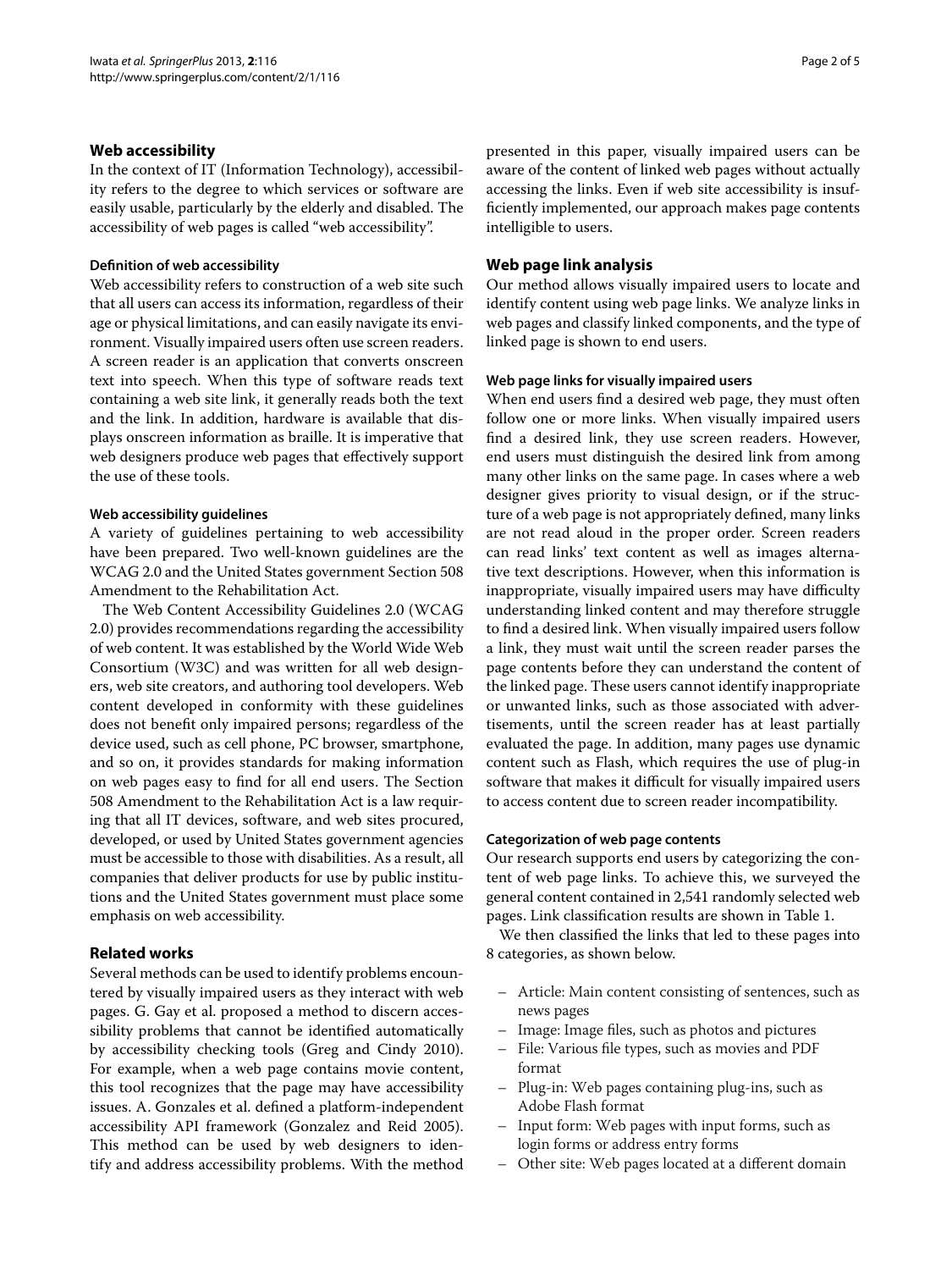## Web accessibility

In the context of IT (Information Technology), accessibility refers to the degree to which services or software are easily usable, particularly by the elderly and disabled. The accessibility of web pages is called "web accessibility".

### Definition of web accessibility

Web accessibility refers to construction of a web site such that all users can access its information, regardless of their age or physical limitations, and can easily navigate its environment. Visually impaired users often use screen readers. A screen reader is an application that converts onscreen text into speech. When this type of software reads text containing a web site link, it generally reads both the text and the link. In addition, hardware is available that displays onscreen information as braille. It is imperative that web designers produce web pages that effectively support the use of these tools.

### Web accessibility guidelines

A variety of guidelines pertaining to web accessibility have been prepared. Two well-known guidelines are the WCAG 2.0 and the United States government Section 508 Amendment to the Rehabilitation Act.

The Web Content Accessibility Guidelines 2.0 (WCAG 2.0) provides recommendations regarding the accessibility of web content. It was established by the World Wide Web Consortium (W3C) and was written for all web designers, web site creators, and authoring tool developers. Web content developed in conformity with these guidelines does not benefit only impaired persons; regardless of the device used, such as cell phone, PC browser, smartphone, and so on, it provides standards for making information on web pages easy to find for all end users. The Section 508 Amendment to the Rehabilitation Act is a law requiring that all IT devices, software, and web sites procured, developed, or used by United States government agencies must be accessible to those with disabilities. As a result, all companies that deliver products for use by public institutions and the United States government must place some emphasis on web accessibility.

## Related works

Several methods can be used to identify problems encountered by visually impaired users as they interact with web pages. G. Gay et al. proposed a method to discern accessibility problems that cannot be identified automatically by accessibility checking tools (Greg and Cindy 2010). For example, when a web page contains movie content, this tool recognizes that the page may have accessibility issues. A. Gonzales et al. defined a platform-independent accessibility API framework (Gonzalez and Reid 2005). This method can be used by web designers to identify and address accessibility problems. With the method presented in this paper, visually impaired users can be aware of the content of linked web pages without actually accessing the links. Even if web site accessibility is insufficiently implemented, our approach makes page contents intelligible to users.

## Web page link analysis

Our method allows visually impaired users to locate and identify content using web page links. We analyze links in web pages and classify linked components, and the type of linked page is shown to end users.

### Web page links for visually impaired users

When end users find a desired web page, they must often follow one or more links. When visually impaired users find a desired link, they use screen readers. However, end users must distinguish the desired link from among many other links on the same page. In cases where a web designer gives priority to visual design, or if the structure of a web page is not appropriately defined, many links are not read aloud in the proper order. Screen readers can read links' text content as well as images alternative text descriptions. However, when this information is inappropriate, visually impaired users may have difficulty understanding linked content and may therefore struggle to find a desired link. When visually impaired users follow a link, they must wait until the screen reader parses the page contents before they can understand the content of the linked page. These users cannot identify inappropriate or unwanted links, such as those associated with advertisements, until the screen reader has at least partially evaluated the page. In addition, many pages use dynamic content such as Flash, which requires the use of plug-in software that makes it difficult for visually impaired users to access content due to screen reader incompatibility.

### Categorization of web page contents

Our research supports end users by categorizing the content of web page links. To achieve this, we surveyed the general content contained in 2,541 randomly selected web pages. Link classification results are shown in Table 1.

We then classified the links that led to these pages into 8 categories, as shown below.

- Article: Main content consisting of sentences, such as news pages
- Image: Image files, such as photos and pictures
- File: Various file types, such as movies and PDF format
- Plug-in: Web pages containing plug-ins, such as Adobe Flash format
- Input form: Web pages with input forms, such as login forms or address entry forms
- Other site: Web pages located at a different domain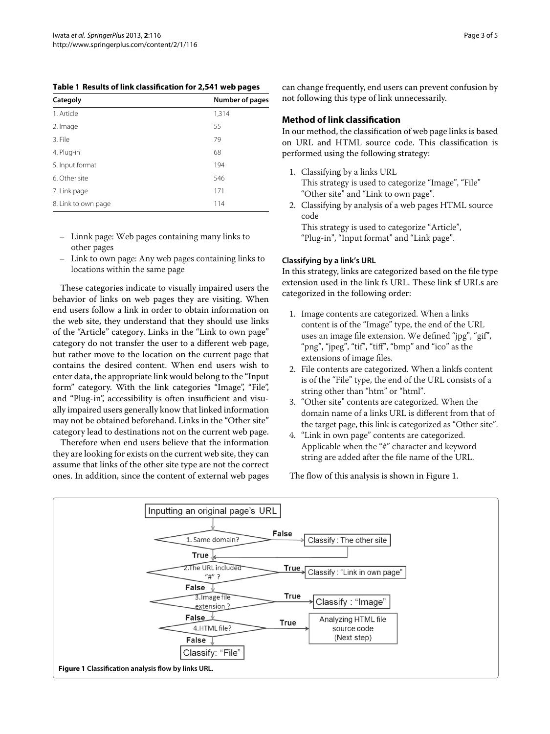**Table 1 Results of link classification for 2,541 web pages**

| Categoly | Number of pages |
|---|---|
| 1. Article | 1,314 |
| 2. Image | 55 |
| 3. File | 79 |
| 4. Plug-in | 68 |
| 5. Input format | 194 |
| 6. Other site | 546 |
| 7. Link page | 171 |
| 8. Link to own page | 114 |

– Linnk page: Web pages containing many links to other pages
– Link to own page: Any web pages containing links to locations within the same page

These categories indicate to visually impaired users the behavior of links on web pages they are visiting. When end users follow a link in order to obtain information on the web site, they understand that they should use links of the "Article" category. Links in the "Link to own page" category do not transfer the user to a different web page, but rather move to the location on the current page that contains the desired content. When end users wish to enter data, the appropriate link would belong to the "Input form" category. With the link categories "Image", "File", and "Plug-in", accessibility is often insufficient and visually impaired users generally know that linked information may not be obtained beforehand. Links in the "Other site" category lead to destinations not on the current web page.

Therefore when end users believe that the information they are looking for exists on the current web site, they can assume that links of the other site type are not the correct ones. In addition, since the content of external web pages can change frequently, end users can prevent confusion by not following this type of link unnecessarily.

## Method of link classification

In our method, the classification of web page links is based on URL and HTML source code. This classification is performed using the following strategy:

1. Classifying by a links URL
   This strategy is used to categorize "Image", "File" "Other site" and "Link to own page".
2. Classifying by analysis of a web pages HTML source code
   This strategy is used to categorize "Article", "Plug-in", "Input format" and "Link page".

### Classifying by a link's URL

In this strategy, links are categorized based on the file type extension used in the link fs URL. These link sf URLs are categorized in the following order:

1. Image contents are categorized. When a links content is of the "Image" type, the end of the URL uses an image file extension. We defined "jpg", "gif", "png", "jpeg", "tif", "tiff", "bmp" and "ico" as the extensions of image files.
2. File contents are categorized. When a linkfs content is of the "File" type, the end of the URL consists of a string other than "htm" or "html".
3. "Other site" contents are categorized. When the domain name of a links URL is different from that of the target page, this link is categorized as "Other site".
4. "Link in own page" contents are categorized. Applicable when the "#" character and keyword string are added after the file name of the URL.

The flow of this analysis is shown in Figure 1.

Inputting an original page's URL → 1. Same domain? (False → Classify : The other site; True →) 2. The URL included "#" ? (True → Classify : "Link in own page"; False →) 3. Image file extension ? (True → Classify : "Image"; False →) 4. HTML file? (True → Analyzing HTML file source code (Next step); False → Classify: "File")

**Figure 1 Classification analysis flow by links URL.**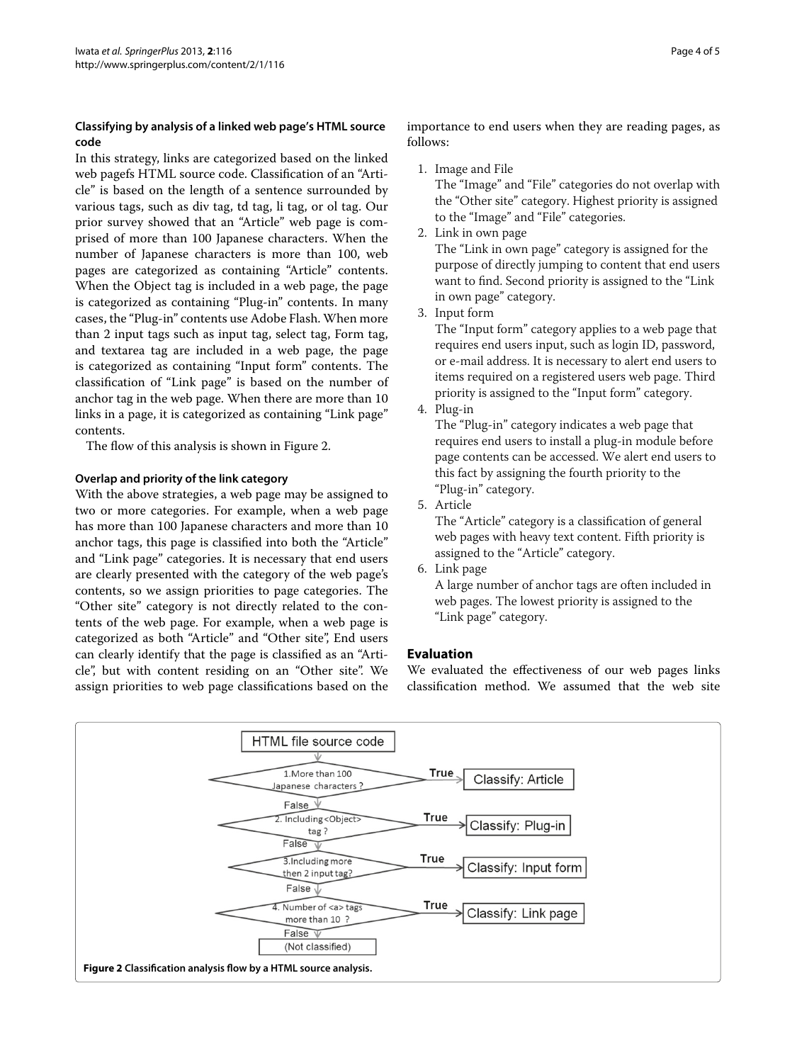### Classifying by analysis of a linked web page's HTML source code

In this strategy, links are categorized based on the linked web pagefs HTML source code. Classification of an "Article" is based on the length of a sentence surrounded by various tags, such as div tag, td tag, li tag, or ol tag. Our prior survey showed that an "Article" web page is comprised of more than 100 Japanese characters. When the number of Japanese characters is more than 100, web pages are categorized as containing "Article" contents. When the Object tag is included in a web page, the page is categorized as containing "Plug-in" contents. In many cases, the "Plug-in" contents use Adobe Flash. When more than 2 input tags such as input tag, select tag, Form tag, and textarea tag are included in a web page, the page is categorized as containing "Input form" contents. The classification of "Link page" is based on the number of anchor tag in the web page. When there are more than 10 links in a page, it is categorized as containing "Link page" contents.

The flow of this analysis is shown in Figure 2.

### Overlap and priority of the link category

With the above strategies, a web page may be assigned to two or more categories. For example, when a web page has more than 100 Japanese characters and more than 10 anchor tags, this page is classified into both the "Article" and "Link page" categories. It is necessary that end users are clearly presented with the category of the web page's contents, so we assign priorities to page categories. The "Other site" category is not directly related to the contents of the web page. For example, when a web page is categorized as both "Article" and "Other site", End users can clearly identify that the page is classified as an "Article", but with content residing on an "Other site". We assign priorities to web page classifications based on the importance to end users when they are reading pages, as follows:

1. Image and File
   The "Image" and "File" categories do not overlap with the "Other site" category. Highest priority is assigned to the "Image" and "File" categories.
2. Link in own page
   The "Link in own page" category is assigned for the purpose of directly jumping to content that end users want to find. Second priority is assigned to the "Link in own page" category.
3. Input form
   The "Input form" category applies to a web page that requires end users input, such as login ID, password, or e-mail address. It is necessary to alert end users to items required on a registered users web page. Third priority is assigned to the "Input form" category.
4. Plug-in
   The "Plug-in" category indicates a web page that requires end users to install a plug-in module before page contents can be accessed. We alert end users to this fact by assigning the fourth priority to the "Plug-in" category.
5. Article
   The "Article" category is a classification of general web pages with heavy text content. Fifth priority is assigned to the "Article" category.
6. Link page
   A large number of anchor tags are often included in web pages. The lowest priority is assigned to the "Link page" category.

## Evaluation

We evaluated the effectiveness of our web pages links classification method. We assumed that the web site

HTML file source code

1.More than 100 Japanese characters ? — True → Classify: Article

False ↓

2. Including <Object> tag ? — True → Classify: Plug-in

False ↓

3.Including more then 2 input tag? — True → Classify: Input form

False ↓

4. Number of <a> tags more than 10 ? — True → Classify: Link page

False ↓

(Not classified)

**Figure 2 Classification analysis flow by a HTML source analysis.**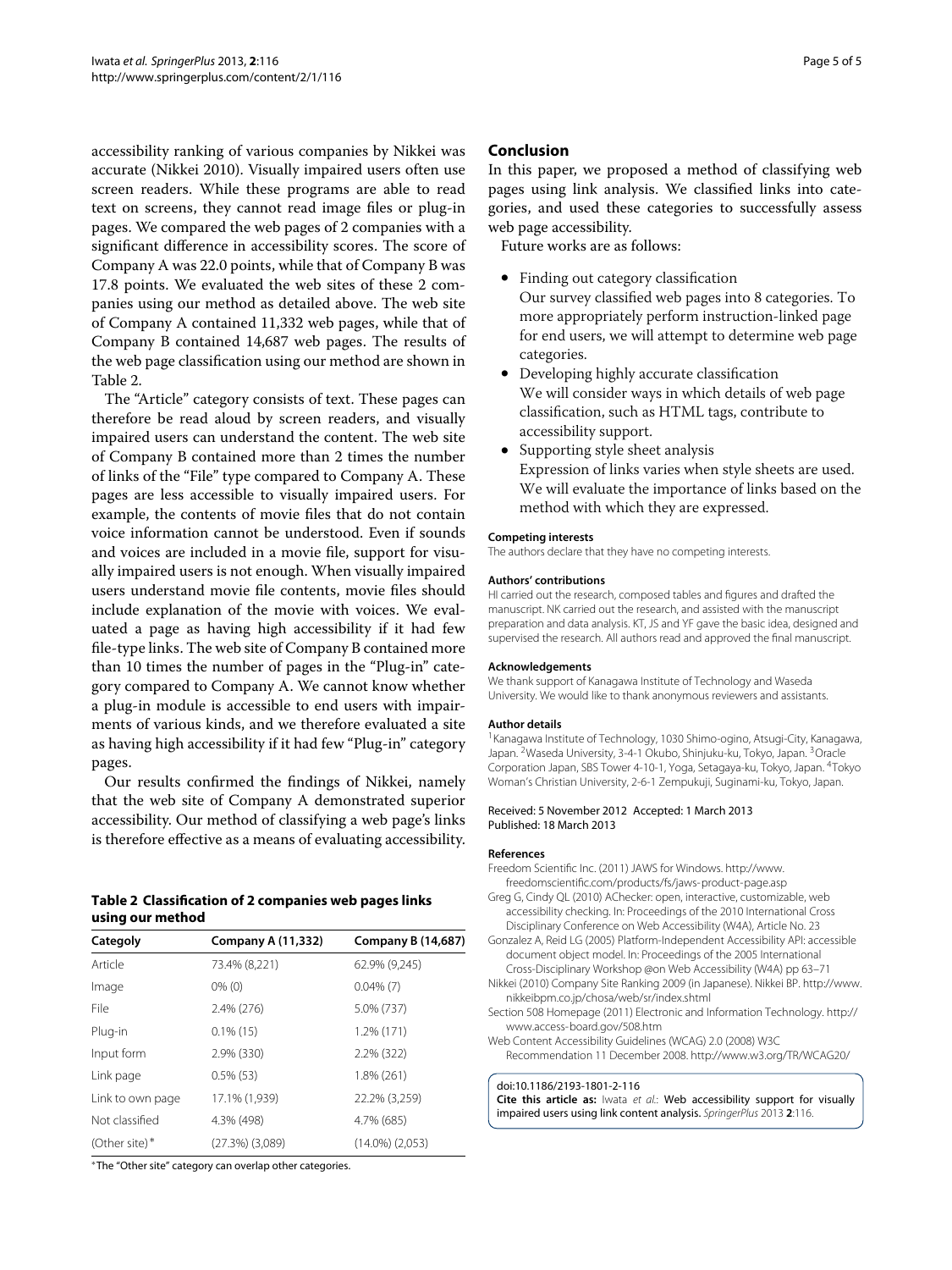accessibility ranking of various companies by Nikkei was accurate (Nikkei 2010). Visually impaired users often use screen readers. While these programs are able to read text on screens, they cannot read image files or plug-in pages. We compared the web pages of 2 companies with a significant difference in accessibility scores. The score of Company A was 22.0 points, while that of Company B was 17.8 points. We evaluated the web sites of these 2 companies using our method as detailed above. The web site of Company A contained 11,332 web pages, while that of Company B contained 14,687 web pages. The results of the web page classification using our method are shown in Table 2.

The "Article" category consists of text. These pages can therefore be read aloud by screen readers, and visually impaired users can understand the content. The web site of Company B contained more than 2 times the number of links of the "File" type compared to Company A. These pages are less accessible to visually impaired users. For example, the contents of movie files that do not contain voice information cannot be understood. Even if sounds and voices are included in a movie file, support for visually impaired users is not enough. When visually impaired users understand movie file contents, movie files should include explanation of the movie with voices. We evaluated a page as having high accessibility if it had few file-type links. The web site of Company B contained more than 10 times the number of pages in the "Plug-in" category compared to Company A. We cannot know whether a plug-in module is accessible to end users with impairments of various kinds, and we therefore evaluated a site as having high accessibility if it had few "Plug-in" category pages.

Our results confirmed the findings of Nikkei, namely that the web site of Company A demonstrated superior accessibility. Our method of classifying a web page's links is therefore effective as a means of evaluating accessibility.

**Table 2 Classification of 2 companies web pages links using our method**

| Categoly | Company A (11,332) | Company B (14,687) |
|---|---|---|
| Article | 73.4% (8,221) | 62.9% (9,245) |
| Image | 0% (0) | 0.04% (7) |
| File | 2.4% (276) | 5.0% (737) |
| Plug-in | 0.1% (15) | 1.2% (171) |
| Input form | 2.9% (330) | 2.2% (322) |
| Link page | 0.5% (53) | 1.8% (261) |
| Link to own page | 17.1% (1,939) | 22.2% (3,259) |
| Not classified | 4.3% (498) | 4.7% (685) |
| (Other site)* | (27.3%) (3,089) | (14.0%) (2,053) |

*The "Other site" category can overlap other categories.

## Conclusion

In this paper, we proposed a method of classifying web pages using link analysis. We classified links into categories, and used these categories to successfully assess web page accessibility.

Future works are as follows:

- Finding out category classification
  Our survey classified web pages into 8 categories. To more appropriately perform instruction-linked page for end users, we will attempt to determine web page categories.
- Developing highly accurate classification
  We will consider ways in which details of web page classification, such as HTML tags, contribute to accessibility support.
- Supporting style sheet analysis
  Expression of links varies when style sheets are used. We will evaluate the importance of links based on the method with which they are expressed.

#### Competing interests
The authors declare that they have no competing interests.

#### Authors' contributions
HI carried out the research, composed tables and figures and drafted the manuscript. NK carried out the research, and assisted with the manuscript preparation and data analysis. KT, JS and YF gave the basic idea, designed and supervised the research. All authors read and approved the final manuscript.

#### Acknowledgements
We thank support of Kanagawa Institute of Technology and Waseda University. We would like to thank anonymous reviewers and assistants.

#### Author details
[1]Kanagawa Institute of Technology, 1030 Shimo-ogino, Atsugi-City, Kanagawa, Japan. [2]Waseda University, 3-4-1 Okubo, Shinjuku-ku, Tokyo, Japan. [3]Oracle Corporation Japan, SBS Tower 4-10-1, Yoga, Setagaya-ku, Tokyo, Japan. [4]Tokyo Woman's Christian University, 2-6-1 Zempukuji, Suginami-ku, Tokyo, Japan.

Received: 5 November 2012 Accepted: 1 March 2013
Published: 18 March 2013

#### References

Freedom Scientific Inc. (2011) JAWS for Windows. http://www.freedomscientific.com/products/fs/jaws-product-page.asp

Greg G, Cindy QL (2010) AChecker: open, interactive, customizable, web accessibility checking. In: Proceedings of the 2010 International Cross Disciplinary Conference on Web Accessibility (W4A), Article No. 23

Gonzalez A, Reid LG (2005) Platform-Independent Accessibility API: accessible document object model. In: Proceedings of the 2005 International Cross-Disciplinary Workshop @on Web Accessibility (W4A) pp 63–71

Nikkei (2010) Company Site Ranking 2009 (in Japanese). Nikkei BP. http://www.nikkeibpm.co.jp/chosa/web/sr/index.shtml

Section 508 Homepage (2011) Electronic and Information Technology. http://www.access-board.gov/508.htm

Web Content Accessibility Guidelines (WCAG) 2.0 (2008) W3C Recommendation 11 December 2008. http://www.w3.org/TR/WCAG20/

doi:10.1186/2193-1801-2-116
**Cite this article as:** Iwata *et al.*: Web accessibility support for visually impaired users using link content analysis. *SpringerPlus* 2013 **2**:116.